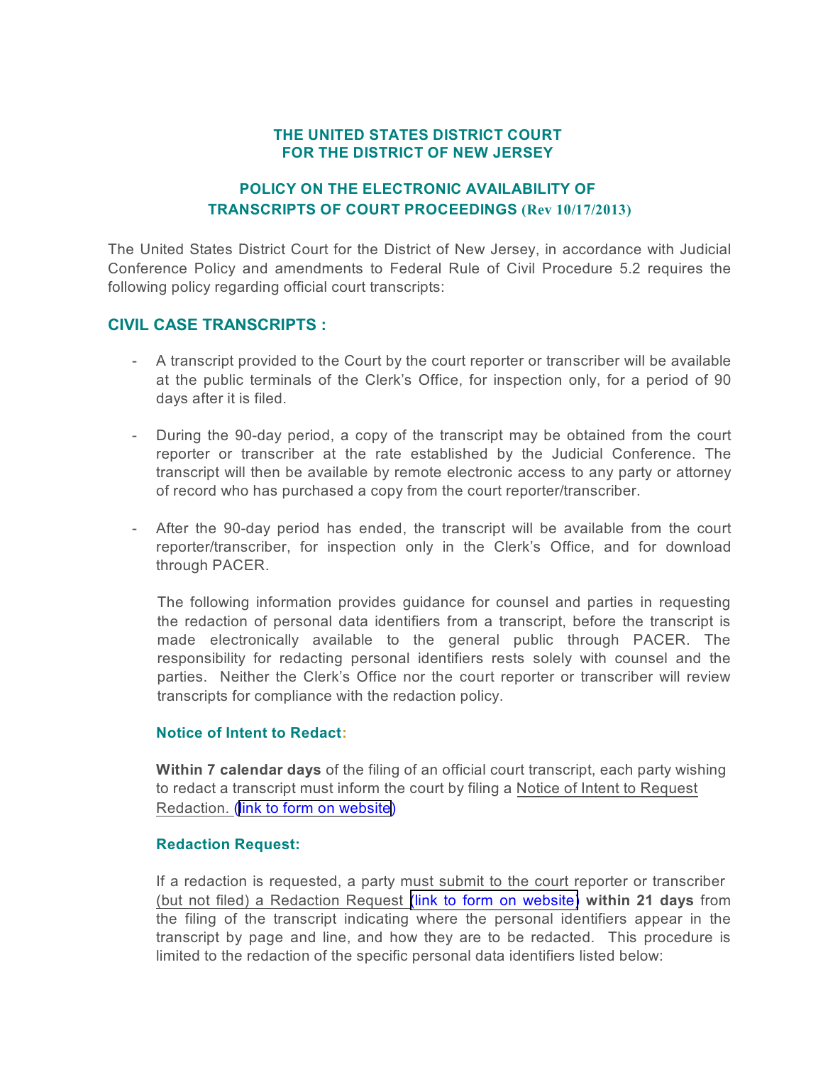# THE UNITED STATES DISTRICT COURT
# FOR THE DISTRICT OF NEW JERSEY

## POLICY ON THE ELECTRONIC AVAILABILITY OF TRANSCRIPTS OF COURT PROCEEDINGS (Rev 10/17/2013)

The United States District Court for the District of New Jersey, in accordance with Judicial Conference Policy and amendments to Federal Rule of Civil Procedure 5.2 requires the following policy regarding official court transcripts:

## CIVIL CASE TRANSCRIPTS :

- A transcript provided to the Court by the court reporter or transcriber will be available at the public terminals of the Clerk's Office, for inspection only, for a period of 90 days after it is filed.

- During the 90-day period, a copy of the transcript may be obtained from the court reporter or transcriber at the rate established by the Judicial Conference. The transcript will then be available by remote electronic access to any party or attorney of record who has purchased a copy from the court reporter/transcriber.

- After the 90-day period has ended, the transcript will be available from the court reporter/transcriber, for inspection only in the Clerk's Office, and for download through PACER.

The following information provides guidance for counsel and parties in requesting the redaction of personal data identifiers from a transcript, before the transcript is made electronically available to the general public through PACER. The responsibility for redacting personal identifiers rests solely with counsel and the parties. Neither the Clerk's Office nor the court reporter or transcriber will review transcripts for compliance with the redaction policy.

### Notice of Intent to Redact:

**Within 7 calendar days** of the filing of an official court transcript, each party wishing to redact a transcript must inform the court by filing a Notice of Intent to Request Redaction. (link to form on website)

### Redaction Request:

If a redaction is requested, a party must submit to the court reporter or transcriber (but not filed) a Redaction Request (link to form on website) **within 21 days** from the filing of the transcript indicating where the personal identifiers appear in the transcript by page and line, and how they are to be redacted. This procedure is limited to the redaction of the specific personal data identifiers listed below: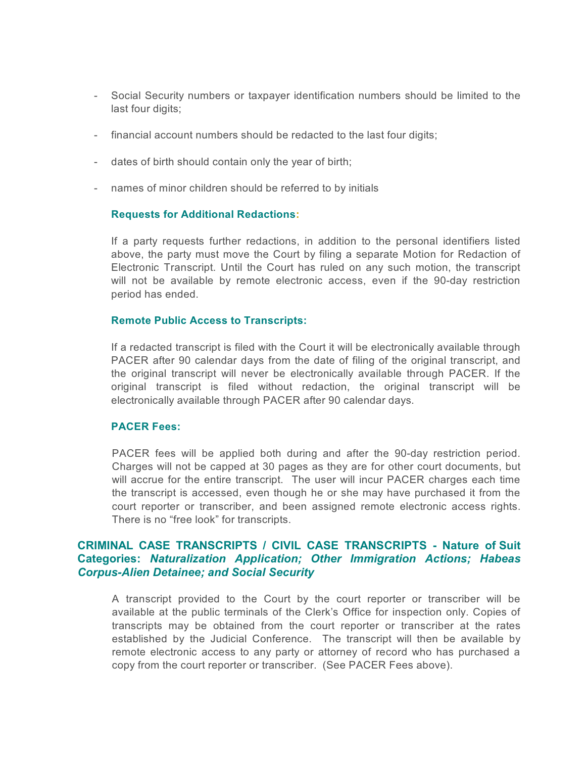- Social Security numbers or taxpayer identification numbers should be limited to the last four digits;
- financial account numbers should be redacted to the last four digits;
- dates of birth should contain only the year of birth;
- names of minor children should be referred to by initials

**Requests for Additional Redactions:**

If a party requests further redactions, in addition to the personal identifiers listed above, the party must move the Court by filing a separate Motion for Redaction of Electronic Transcript. Until the Court has ruled on any such motion, the transcript will not be available by remote electronic access, even if the 90-day restriction period has ended.

**Remote Public Access to Transcripts:**

If a redacted transcript is filed with the Court it will be electronically available through PACER after 90 calendar days from the date of filing of the original transcript, and the original transcript will never be electronically available through PACER. If the original transcript is filed without redaction, the original transcript will be electronically available through PACER after 90 calendar days.

**PACER Fees:**

PACER fees will be applied both during and after the 90-day restriction period. Charges will not be capped at 30 pages as they are for other court documents, but will accrue for the entire transcript. The user will incur PACER charges each time the transcript is accessed, even though he or she may have purchased it from the court reporter or transcriber, and been assigned remote electronic access rights. There is no "free look" for transcripts.

## CRIMINAL CASE TRANSCRIPTS / CIVIL CASE TRANSCRIPTS - Nature of Suit Categories: *Naturalization Application; Other Immigration Actions; Habeas Corpus-Alien Detainee; and Social Security*

A transcript provided to the Court by the court reporter or transcriber will be available at the public terminals of the Clerk's Office for inspection only. Copies of transcripts may be obtained from the court reporter or transcriber at the rates established by the Judicial Conference. The transcript will then be available by remote electronic access to any party or attorney of record who has purchased a copy from the court reporter or transcriber. (See PACER Fees above).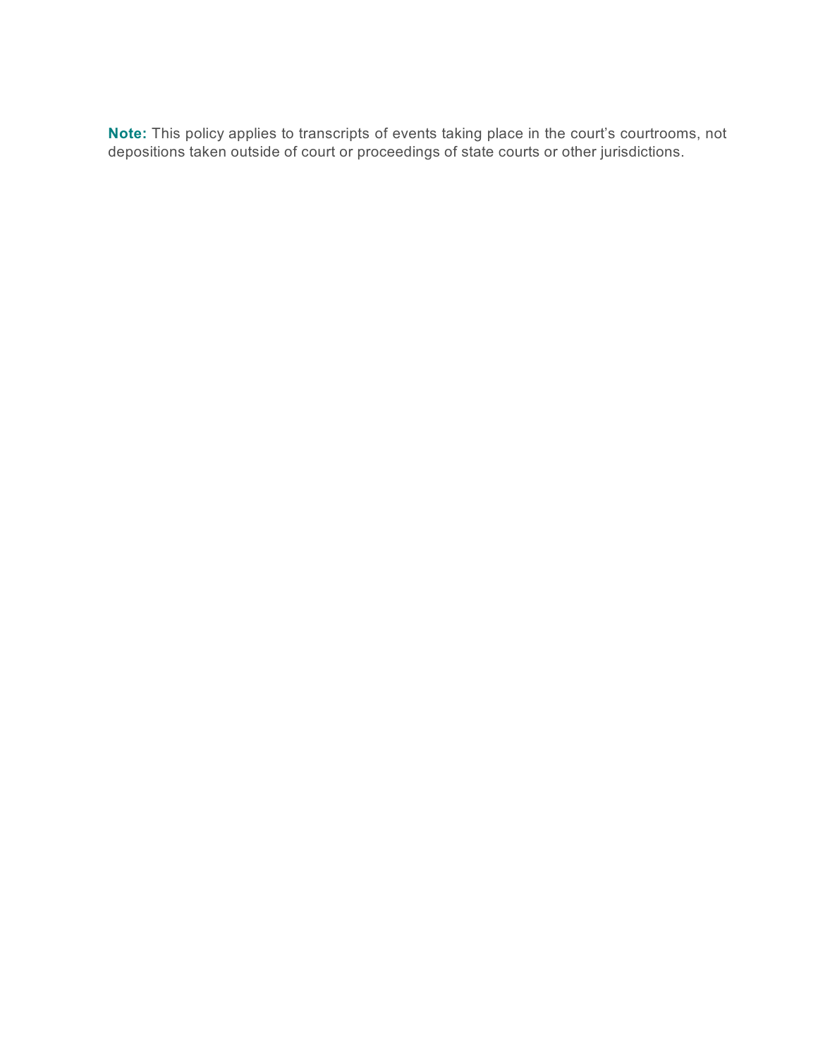**Note:** This policy applies to transcripts of events taking place in the court's courtrooms, not depositions taken outside of court or proceedings of state courts or other jurisdictions.